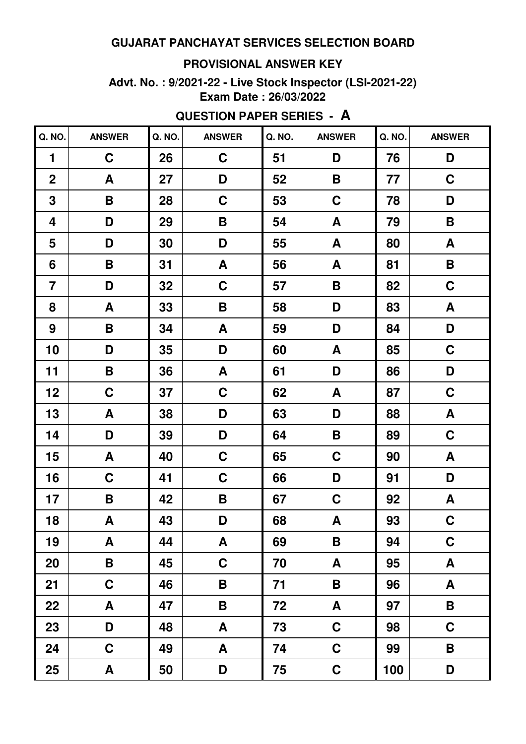# GUJARAT PANCHAYAT SERVICES SELECTION BOARD

## PROVISIONAL ANSWER KEY

**Advt. No. : 9/2021-22 - Live Stock Inspector (LSI-2021-22)**
**Exam Date : 26/03/2022**

## QUESTION PAPER SERIES - A

| Q. NO. | ANSWER | Q. NO. | ANSWER | Q. NO. | ANSWER | Q. NO. | ANSWER |
|---|---|---|---|---|---|---|---|
| 1 | C | 26 | C | 51 | D | 76 | D |
| 2 | A | 27 | D | 52 | B | 77 | C |
| 3 | B | 28 | C | 53 | C | 78 | D |
| 4 | D | 29 | B | 54 | A | 79 | B |
| 5 | D | 30 | D | 55 | A | 80 | A |
| 6 | B | 31 | A | 56 | A | 81 | B |
| 7 | D | 32 | C | 57 | B | 82 | C |
| 8 | A | 33 | B | 58 | D | 83 | A |
| 9 | B | 34 | A | 59 | D | 84 | D |
| 10 | D | 35 | D | 60 | A | 85 | C |
| 11 | B | 36 | A | 61 | D | 86 | D |
| 12 | C | 37 | C | 62 | A | 87 | C |
| 13 | A | 38 | D | 63 | D | 88 | A |
| 14 | D | 39 | D | 64 | B | 89 | C |
| 15 | A | 40 | C | 65 | C | 90 | A |
| 16 | C | 41 | C | 66 | D | 91 | D |
| 17 | B | 42 | B | 67 | C | 92 | A |
| 18 | A | 43 | D | 68 | A | 93 | C |
| 19 | A | 44 | A | 69 | B | 94 | C |
| 20 | B | 45 | C | 70 | A | 95 | A |
| 21 | C | 46 | B | 71 | B | 96 | A |
| 22 | A | 47 | B | 72 | A | 97 | B |
| 23 | D | 48 | A | 73 | C | 98 | C |
| 24 | C | 49 | A | 74 | C | 99 | B |
| 25 | A | 50 | D | 75 | C | 100 | D |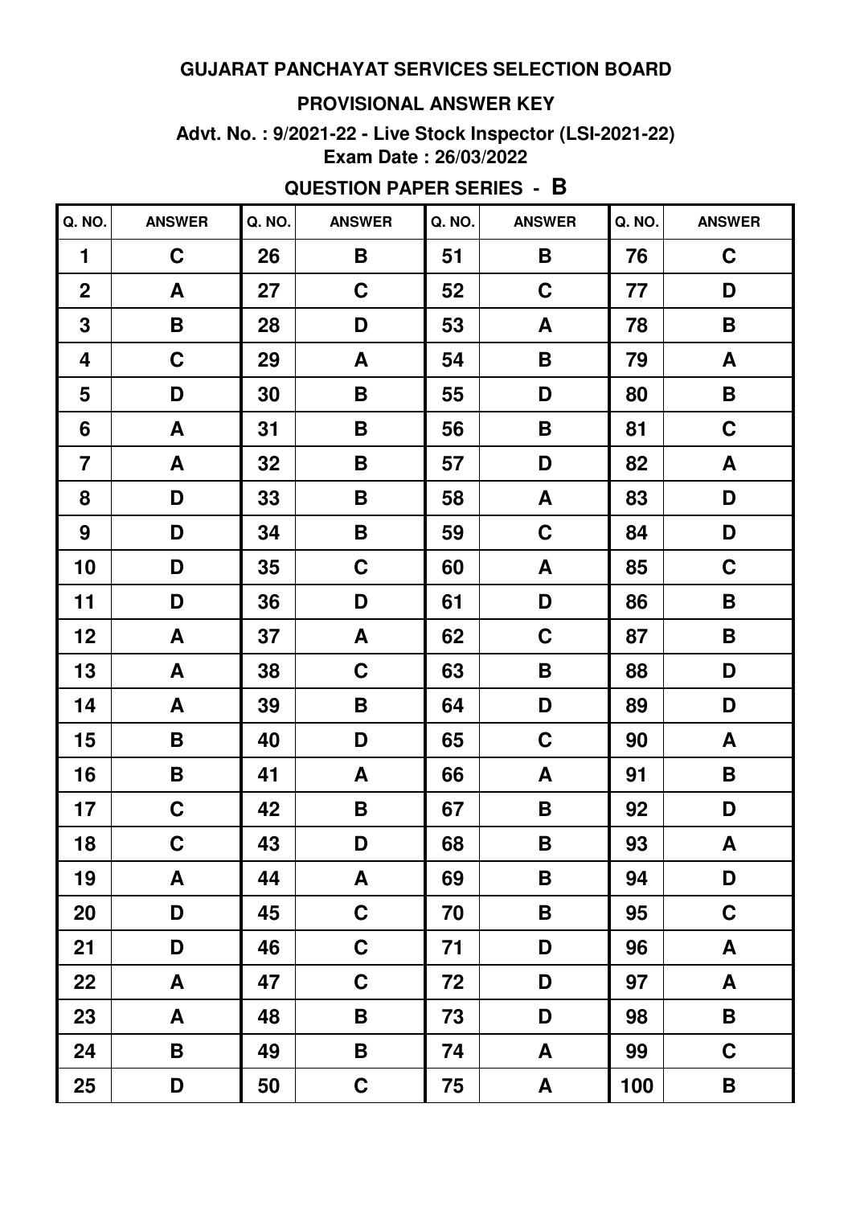**GUJARAT PANCHAYAT SERVICES SELECTION BOARD**

**PROVISIONAL ANSWER KEY**

**Advt. No. : 9/2021-22 - Live Stock Inspector (LSI-2021-22)**
**Exam Date : 26/03/2022**

## QUESTION PAPER SERIES - B

| Q. NO. | ANSWER | Q. NO. | ANSWER | Q. NO. | ANSWER | Q. NO. | ANSWER |
|---|---|---|---|---|---|---|---|
| 1 | C | 26 | B | 51 | B | 76 | C |
| 2 | A | 27 | C | 52 | C | 77 | D |
| 3 | B | 28 | D | 53 | A | 78 | B |
| 4 | C | 29 | A | 54 | B | 79 | A |
| 5 | D | 30 | B | 55 | D | 80 | B |
| 6 | A | 31 | B | 56 | B | 81 | C |
| 7 | A | 32 | B | 57 | D | 82 | A |
| 8 | D | 33 | B | 58 | A | 83 | D |
| 9 | D | 34 | B | 59 | C | 84 | D |
| 10 | D | 35 | C | 60 | A | 85 | C |
| 11 | D | 36 | D | 61 | D | 86 | B |
| 12 | A | 37 | A | 62 | C | 87 | B |
| 13 | A | 38 | C | 63 | B | 88 | D |
| 14 | A | 39 | B | 64 | D | 89 | D |
| 15 | B | 40 | D | 65 | C | 90 | A |
| 16 | B | 41 | A | 66 | A | 91 | B |
| 17 | C | 42 | B | 67 | B | 92 | D |
| 18 | C | 43 | D | 68 | B | 93 | A |
| 19 | A | 44 | A | 69 | B | 94 | D |
| 20 | D | 45 | C | 70 | B | 95 | C |
| 21 | D | 46 | C | 71 | D | 96 | A |
| 22 | A | 47 | C | 72 | D | 97 | A |
| 23 | A | 48 | B | 73 | D | 98 | B |
| 24 | B | 49 | B | 74 | A | 99 | C |
| 25 | D | 50 | C | 75 | A | 100 | B |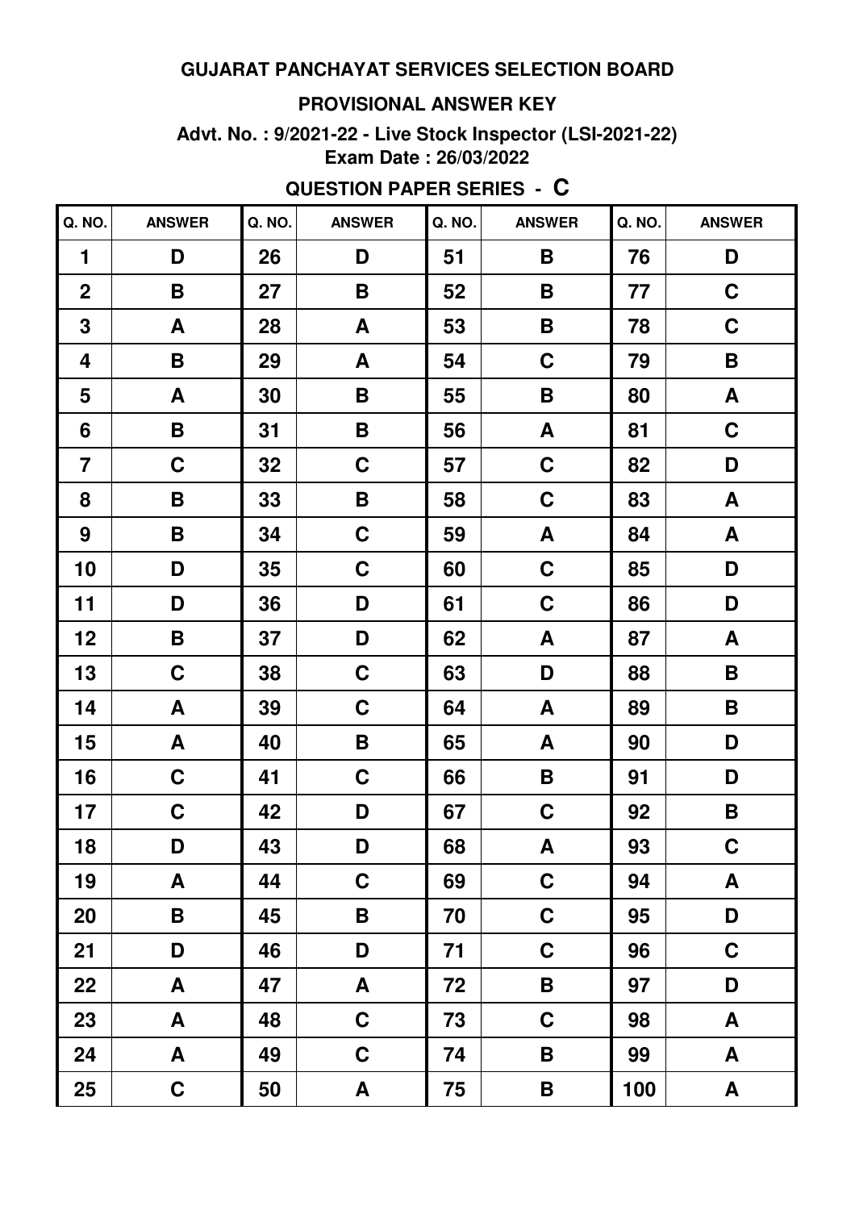**GUJARAT PANCHAYAT SERVICES SELECTION BOARD**

**PROVISIONAL ANSWER KEY**

**Advt. No. : 9/2021-22 - Live Stock Inspector (LSI-2021-22)**
**Exam Date : 26/03/2022**

**QUESTION PAPER SERIES - C**

| Q. NO. | ANSWER | Q. NO. | ANSWER | Q. NO. | ANSWER | Q. NO. | ANSWER |
|---|---|---|---|---|---|---|---|
| 1 | D | 26 | D | 51 | B | 76 | D |
| 2 | B | 27 | B | 52 | B | 77 | C |
| 3 | A | 28 | A | 53 | B | 78 | C |
| 4 | B | 29 | A | 54 | C | 79 | B |
| 5 | A | 30 | B | 55 | B | 80 | A |
| 6 | B | 31 | B | 56 | A | 81 | C |
| 7 | C | 32 | C | 57 | C | 82 | D |
| 8 | B | 33 | B | 58 | C | 83 | A |
| 9 | B | 34 | C | 59 | A | 84 | A |
| 10 | D | 35 | C | 60 | C | 85 | D |
| 11 | D | 36 | D | 61 | C | 86 | D |
| 12 | B | 37 | D | 62 | A | 87 | A |
| 13 | C | 38 | C | 63 | D | 88 | B |
| 14 | A | 39 | C | 64 | A | 89 | B |
| 15 | A | 40 | B | 65 | A | 90 | D |
| 16 | C | 41 | C | 66 | B | 91 | D |
| 17 | C | 42 | D | 67 | C | 92 | B |
| 18 | D | 43 | D | 68 | A | 93 | C |
| 19 | A | 44 | C | 69 | C | 94 | A |
| 20 | B | 45 | B | 70 | C | 95 | D |
| 21 | D | 46 | D | 71 | C | 96 | C |
| 22 | A | 47 | A | 72 | B | 97 | D |
| 23 | A | 48 | C | 73 | C | 98 | A |
| 24 | A | 49 | C | 74 | B | 99 | A |
| 25 | C | 50 | A | 75 | B | 100 | A |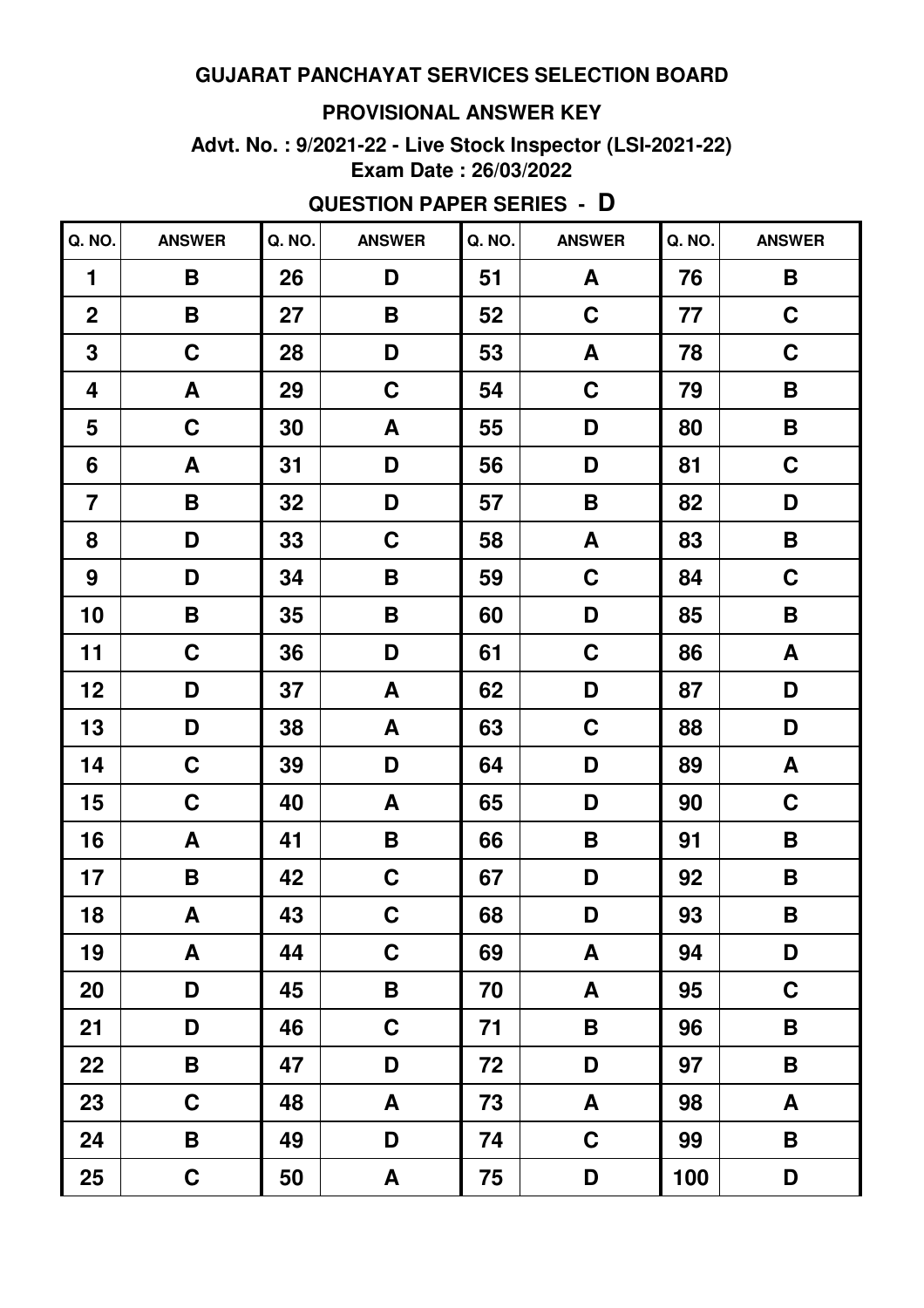**GUJARAT PANCHAYAT SERVICES SELECTION BOARD**

**PROVISIONAL ANSWER KEY**

**Advt. No. : 9/2021-22 - Live Stock Inspector (LSI-2021-22)**
**Exam Date : 26/03/2022**

**QUESTION PAPER SERIES - D**

| Q. NO. | ANSWER | Q. NO. | ANSWER | Q. NO. | ANSWER | Q. NO. | ANSWER |
|---|---|---|---|---|---|---|---|
| 1 | B | 26 | D | 51 | A | 76 | B |
| 2 | B | 27 | B | 52 | C | 77 | C |
| 3 | C | 28 | D | 53 | A | 78 | C |
| 4 | A | 29 | C | 54 | C | 79 | B |
| 5 | C | 30 | A | 55 | D | 80 | B |
| 6 | A | 31 | D | 56 | D | 81 | C |
| 7 | B | 32 | D | 57 | B | 82 | D |
| 8 | D | 33 | C | 58 | A | 83 | B |
| 9 | D | 34 | B | 59 | C | 84 | C |
| 10 | B | 35 | B | 60 | D | 85 | B |
| 11 | C | 36 | D | 61 | C | 86 | A |
| 12 | D | 37 | A | 62 | D | 87 | D |
| 13 | D | 38 | A | 63 | C | 88 | D |
| 14 | C | 39 | D | 64 | D | 89 | A |
| 15 | C | 40 | A | 65 | D | 90 | C |
| 16 | A | 41 | B | 66 | B | 91 | B |
| 17 | B | 42 | C | 67 | D | 92 | B |
| 18 | A | 43 | C | 68 | D | 93 | B |
| 19 | A | 44 | C | 69 | A | 94 | D |
| 20 | D | 45 | B | 70 | A | 95 | C |
| 21 | D | 46 | C | 71 | B | 96 | B |
| 22 | B | 47 | D | 72 | D | 97 | B |
| 23 | C | 48 | A | 73 | A | 98 | A |
| 24 | B | 49 | D | 74 | C | 99 | B |
| 25 | C | 50 | A | 75 | D | 100 | D |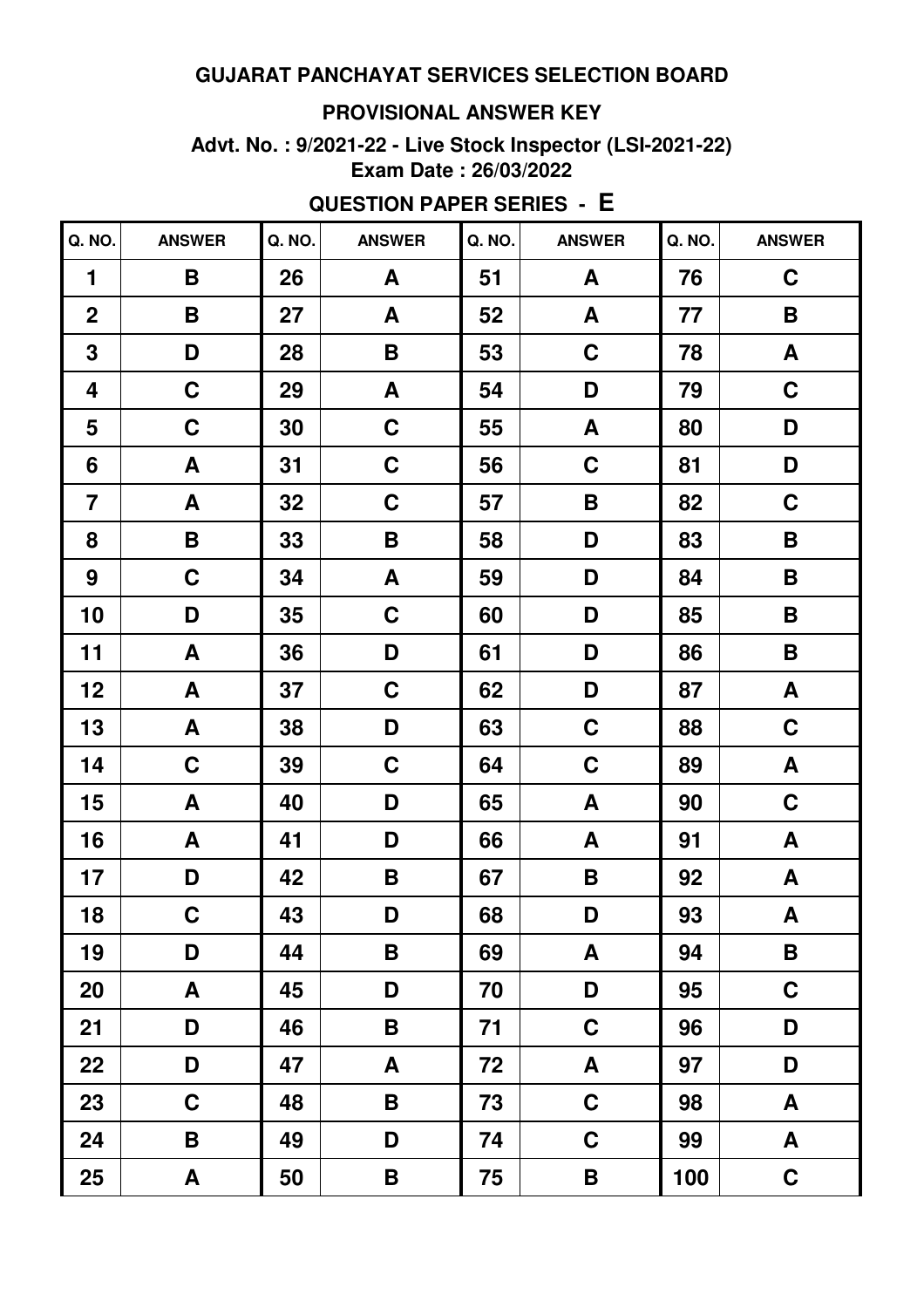**GUJARAT PANCHAYAT SERVICES SELECTION BOARD**

**PROVISIONAL ANSWER KEY**

**Advt. No. : 9/2021-22 - Live Stock Inspector (LSI-2021-22)**
**Exam Date : 26/03/2022**

**QUESTION PAPER SERIES - E**

| Q. NO. | ANSWER | Q. NO. | ANSWER | Q. NO. | ANSWER | Q. NO. | ANSWER |
|---|---|---|---|---|---|---|---|
| 1 | B | 26 | A | 51 | A | 76 | C |
| 2 | B | 27 | A | 52 | A | 77 | B |
| 3 | D | 28 | B | 53 | C | 78 | A |
| 4 | C | 29 | A | 54 | D | 79 | C |
| 5 | C | 30 | C | 55 | A | 80 | D |
| 6 | A | 31 | C | 56 | C | 81 | D |
| 7 | A | 32 | C | 57 | B | 82 | C |
| 8 | B | 33 | B | 58 | D | 83 | B |
| 9 | C | 34 | A | 59 | D | 84 | B |
| 10 | D | 35 | C | 60 | D | 85 | B |
| 11 | A | 36 | D | 61 | D | 86 | B |
| 12 | A | 37 | C | 62 | D | 87 | A |
| 13 | A | 38 | D | 63 | C | 88 | C |
| 14 | C | 39 | C | 64 | C | 89 | A |
| 15 | A | 40 | D | 65 | A | 90 | C |
| 16 | A | 41 | D | 66 | A | 91 | A |
| 17 | D | 42 | B | 67 | B | 92 | A |
| 18 | C | 43 | D | 68 | D | 93 | A |
| 19 | D | 44 | B | 69 | A | 94 | B |
| 20 | A | 45 | D | 70 | D | 95 | C |
| 21 | D | 46 | B | 71 | C | 96 | D |
| 22 | D | 47 | A | 72 | A | 97 | D |
| 23 | C | 48 | B | 73 | C | 98 | A |
| 24 | B | 49 | D | 74 | C | 99 | A |
| 25 | A | 50 | B | 75 | B | 100 | C |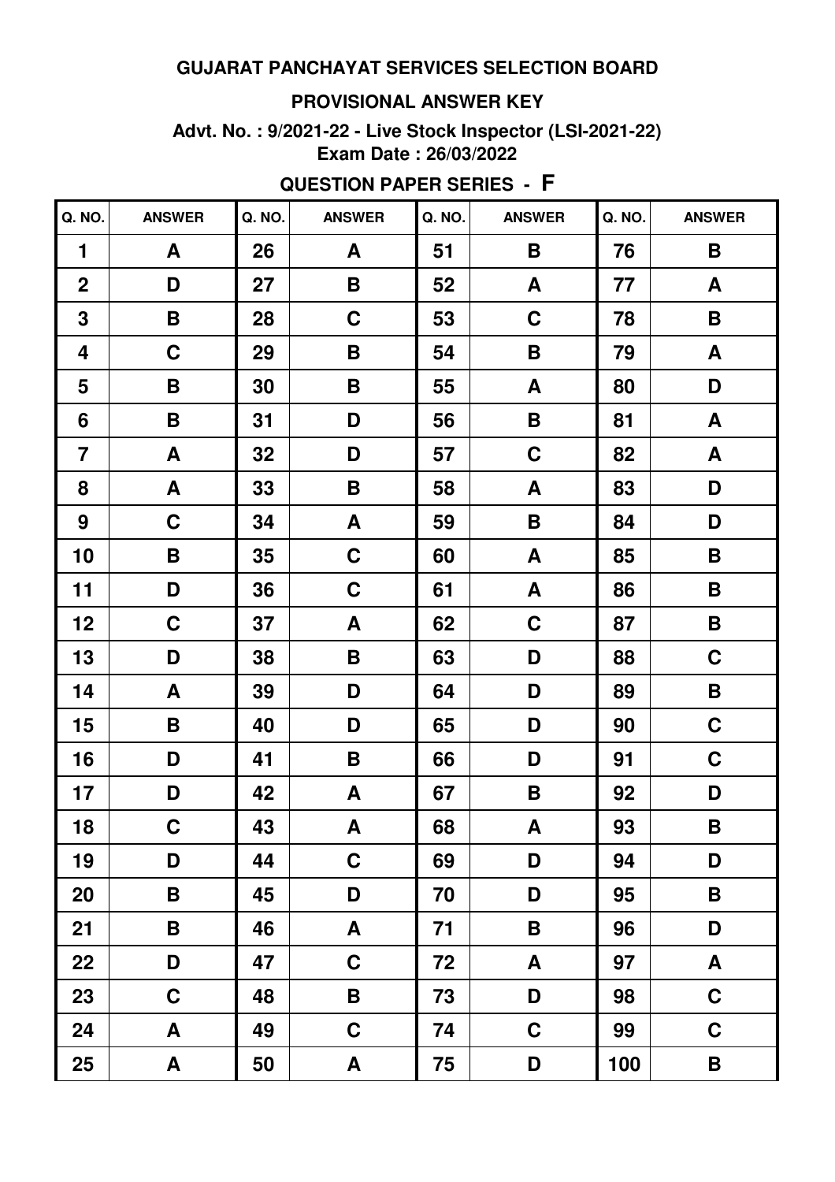**GUJARAT PANCHAYAT SERVICES SELECTION BOARD**

**PROVISIONAL ANSWER KEY**

**Advt. No. : 9/2021-22 - Live Stock Inspector (LSI-2021-22)**
**Exam Date : 26/03/2022**

**QUESTION PAPER SERIES - F**

| Q. NO. | ANSWER | Q. NO. | ANSWER | Q. NO. | ANSWER | Q. NO. | ANSWER |
|---|---|---|---|---|---|---|---|
| 1 | A | 26 | A | 51 | B | 76 | B |
| 2 | D | 27 | B | 52 | A | 77 | A |
| 3 | B | 28 | C | 53 | C | 78 | B |
| 4 | C | 29 | B | 54 | B | 79 | A |
| 5 | B | 30 | B | 55 | A | 80 | D |
| 6 | B | 31 | D | 56 | B | 81 | A |
| 7 | A | 32 | D | 57 | C | 82 | A |
| 8 | A | 33 | B | 58 | A | 83 | D |
| 9 | C | 34 | A | 59 | B | 84 | D |
| 10 | B | 35 | C | 60 | A | 85 | B |
| 11 | D | 36 | C | 61 | A | 86 | B |
| 12 | C | 37 | A | 62 | C | 87 | B |
| 13 | D | 38 | B | 63 | D | 88 | C |
| 14 | A | 39 | D | 64 | D | 89 | B |
| 15 | B | 40 | D | 65 | D | 90 | C |
| 16 | D | 41 | B | 66 | D | 91 | C |
| 17 | D | 42 | A | 67 | B | 92 | D |
| 18 | C | 43 | A | 68 | A | 93 | B |
| 19 | D | 44 | C | 69 | D | 94 | D |
| 20 | B | 45 | D | 70 | D | 95 | B |
| 21 | B | 46 | A | 71 | B | 96 | D |
| 22 | D | 47 | C | 72 | A | 97 | A |
| 23 | C | 48 | B | 73 | D | 98 | C |
| 24 | A | 49 | C | 74 | C | 99 | C |
| 25 | A | 50 | A | 75 | D | 100 | B |